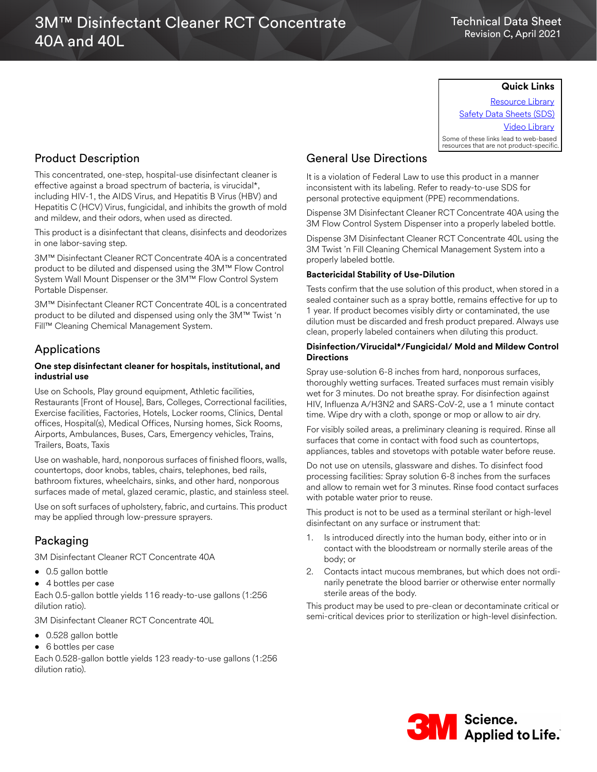# 3M™ Disinfectant Cleaner RCT Concentrate 40A and 40L

Technical Data Sheet
Revision C, April 2021

**Quick Links**

Resource Library
Safety Data Sheets (SDS)
Video Library

Some of these links lead to web-based resources that are not product-specific.

## Product Description

This concentrated, one-step, hospital-use disinfectant cleaner is effective against a broad spectrum of bacteria, is virucidal*, including HIV-1, the AIDS Virus, and Hepatitis B Virus (HBV) and Hepatitis C (HCV) Virus, fungicidal, and inhibits the growth of mold and mildew, and their odors, when used as directed.

This product is a disinfectant that cleans, disinfects and deodorizes in one labor-saving step.

3M™ Disinfectant Cleaner RCT Concentrate 40A is a concentrated product to be diluted and dispensed using the 3M™ Flow Control System Wall Mount Dispenser or the 3M™ Flow Control System Portable Dispenser.

3M™ Disinfectant Cleaner RCT Concentrate 40L is a concentrated product to be diluted and dispensed using only the 3M™ Twist 'n Fill™ Cleaning Chemical Management System.

## Applications

**One step disinfectant cleaner for hospitals, institutional, and industrial use**

Use on Schools, Play ground equipment, Athletic facilities, Restaurants [Front of House], Bars, Colleges, Correctional facilities, Exercise facilities, Factories, Hotels, Locker rooms, Clinics, Dental offices, Hospital(s), Medical Offices, Nursing homes, Sick Rooms, Airports, Ambulances, Buses, Cars, Emergency vehicles, Trains, Trailers, Boats, Taxis

Use on washable, hard, nonporous surfaces of finished floors, walls, countertops, door knobs, tables, chairs, telephones, bed rails, bathroom fixtures, wheelchairs, sinks, and other hard, nonporous surfaces made of metal, glazed ceramic, plastic, and stainless steel.

Use on soft surfaces of upholstery, fabric, and curtains. This product may be applied through low-pressure sprayers.

## Packaging

3M Disinfectant Cleaner RCT Concentrate 40A

- 0.5 gallon bottle
- 4 bottles per case

Each 0.5-gallon bottle yields 116 ready-to-use gallons (1:256 dilution ratio).

3M Disinfectant Cleaner RCT Concentrate 40L

- 0.528 gallon bottle
- 6 bottles per case

Each 0.528-gallon bottle yields 123 ready-to-use gallons (1:256 dilution ratio).

## General Use Directions

It is a violation of Federal Law to use this product in a manner inconsistent with its labeling. Refer to ready-to-use SDS for personal protective equipment (PPE) recommendations.

Dispense 3M Disinfectant Cleaner RCT Concentrate 40A using the 3M Flow Control System Dispenser into a properly labeled bottle.

Dispense 3M Disinfectant Cleaner RCT Concentrate 40L using the 3M Twist 'n Fill Cleaning Chemical Management System into a properly labeled bottle.

**Bactericidal Stability of Use-Dilution**

Tests confirm that the use solution of this product, when stored in a sealed container such as a spray bottle, remains effective for up to 1 year. If product becomes visibly dirty or contaminated, the use dilution must be discarded and fresh product prepared. Always use clean, properly labeled containers when diluting this product.

**Disinfection/Virucidal*/Fungicidal/ Mold and Mildew Control Directions**

Spray use-solution 6-8 inches from hard, nonporous surfaces, thoroughly wetting surfaces. Treated surfaces must remain visibly wet for 3 minutes. Do not breathe spray. For disinfection against HIV, Influenza A/H3N2 and SARS-CoV-2, use a 1 minute contact time. Wipe dry with a cloth, sponge or mop or allow to air dry.

For visibly soiled areas, a preliminary cleaning is required. Rinse all surfaces that come in contact with food such as countertops, appliances, tables and stovetops with potable water before reuse.

Do not use on utensils, glassware and dishes. To disinfect food processing facilities: Spray solution 6-8 inches from the surfaces and allow to remain wet for 3 minutes. Rinse food contact surfaces with potable water prior to reuse.

This product is not to be used as a terminal sterilant or high-level disinfectant on any surface or instrument that:

1. Is introduced directly into the human body, either into or in contact with the bloodstream or normally sterile areas of the body; or
2. Contacts intact mucous membranes, but which does not ordinarily penetrate the blood barrier or otherwise enter normally sterile areas of the body.

This product may be used to pre-clean or decontaminate critical or semi-critical devices prior to sterilization or high-level disinfection.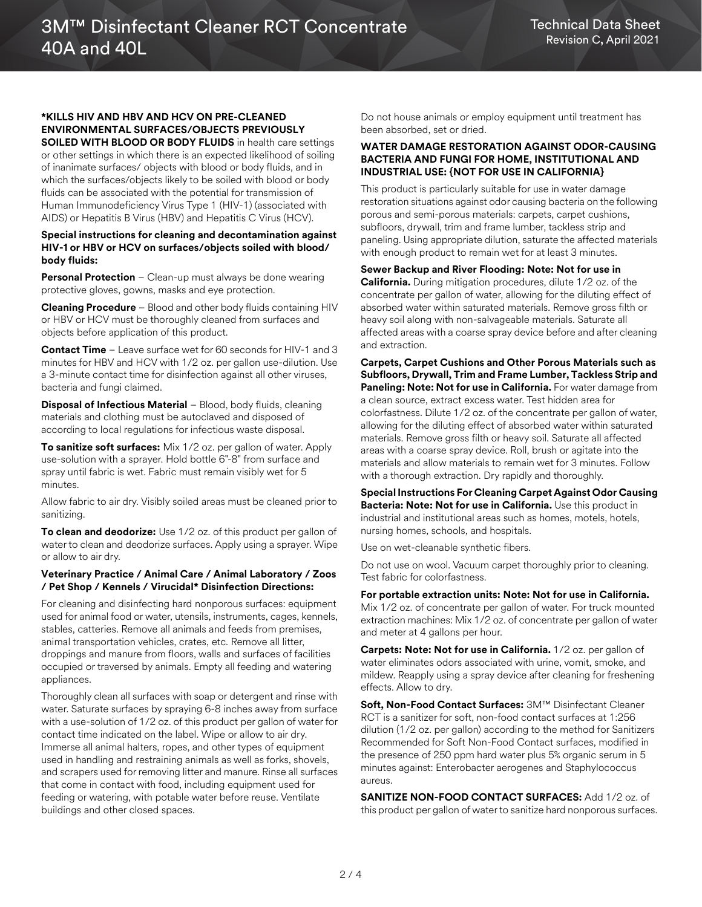**\*KILLS HIV AND HBV AND HCV ON PRE-CLEANED ENVIRONMENTAL SURFACES/OBJECTS PREVIOUSLY SOILED WITH BLOOD OR BODY FLUIDS** in health care settings or other settings in which there is an expected likelihood of soiling of inanimate surfaces/ objects with blood or body fluids, and in which the surfaces/objects likely to be soiled with blood or body fluids can be associated with the potential for transmission of Human Immunodeficiency Virus Type 1 (HIV-1) (associated with AIDS) or Hepatitis B Virus (HBV) and Hepatitis C Virus (HCV).

**Special instructions for cleaning and decontamination against HIV-1 or HBV or HCV on surfaces/objects soiled with blood/ body fluids:**

**Personal Protection** – Clean-up must always be done wearing protective gloves, gowns, masks and eye protection.

**Cleaning Procedure** – Blood and other body fluids containing HIV or HBV or HCV must be thoroughly cleaned from surfaces and objects before application of this product.

**Contact Time** – Leave surface wet for 60 seconds for HIV-1 and 3 minutes for HBV and HCV with 1/2 oz. per gallon use-dilution. Use a 3-minute contact time for disinfection against all other viruses, bacteria and fungi claimed.

**Disposal of Infectious Material** – Blood, body fluids, cleaning materials and clothing must be autoclaved and disposed of according to local regulations for infectious waste disposal.

**To sanitize soft surfaces:** Mix 1/2 oz. per gallon of water. Apply use-solution with a sprayer. Hold bottle 6"-8" from surface and spray until fabric is wet. Fabric must remain visibly wet for 5 minutes.

Allow fabric to air dry. Visibly soiled areas must be cleaned prior to sanitizing.

**To clean and deodorize:** Use 1/2 oz. of this product per gallon of water to clean and deodorize surfaces. Apply using a sprayer. Wipe or allow to air dry.

**Veterinary Practice / Animal Care / Animal Laboratory / Zoos / Pet Shop / Kennels / Virucidal\* Disinfection Directions:**

For cleaning and disinfecting hard nonporous surfaces: equipment used for animal food or water, utensils, instruments, cages, kennels, stables, catteries. Remove all animals and feeds from premises, animal transportation vehicles, crates, etc. Remove all litter, droppings and manure from floors, walls and surfaces of facilities occupied or traversed by animals. Empty all feeding and watering appliances.

Thoroughly clean all surfaces with soap or detergent and rinse with water. Saturate surfaces by spraying 6-8 inches away from surface with a use-solution of 1/2 oz. of this product per gallon of water for contact time indicated on the label. Wipe or allow to air dry. Immerse all animal halters, ropes, and other types of equipment used in handling and restraining animals as well as forks, shovels, and scrapers used for removing litter and manure. Rinse all surfaces that come in contact with food, including equipment used for feeding or watering, with potable water before reuse. Ventilate buildings and other closed spaces.

Do not house animals or employ equipment until treatment has been absorbed, set or dried.

**WATER DAMAGE RESTORATION AGAINST ODOR-CAUSING BACTERIA AND FUNGI FOR HOME, INSTITUTIONAL AND INDUSTRIAL USE: {NOT FOR USE IN CALIFORNIA}**

This product is particularly suitable for use in water damage restoration situations against odor causing bacteria on the following porous and semi-porous materials: carpets, carpet cushions, subfloors, drywall, trim and frame lumber, tackless strip and paneling. Using appropriate dilution, saturate the affected materials with enough product to remain wet for at least 3 minutes.

**Sewer Backup and River Flooding: Note: Not for use in California.** During mitigation procedures, dilute 1/2 oz. of the concentrate per gallon of water, allowing for the diluting effect of absorbed water within saturated materials. Remove gross filth or heavy soil along with non-salvageable materials. Saturate all affected areas with a coarse spray device before and after cleaning and extraction.

**Carpets, Carpet Cushions and Other Porous Materials such as Subfloors, Drywall, Trim and Frame Lumber, Tackless Strip and Paneling: Note: Not for use in California.** For water damage from a clean source, extract excess water. Test hidden area for colorfastness. Dilute 1/2 oz. of the concentrate per gallon of water, allowing for the diluting effect of absorbed water within saturated materials. Remove gross filth or heavy soil. Saturate all affected areas with a coarse spray device. Roll, brush or agitate into the materials and allow materials to remain wet for 3 minutes. Follow with a thorough extraction. Dry rapidly and thoroughly.

**Special Instructions For Cleaning Carpet Against Odor Causing Bacteria: Note: Not for use in California.** Use this product in industrial and institutional areas such as homes, motels, hotels, nursing homes, schools, and hospitals.

Use on wet-cleanable synthetic fibers.

Do not use on wool. Vacuum carpet thoroughly prior to cleaning. Test fabric for colorfastness.

**For portable extraction units: Note: Not for use in California.** Mix 1/2 oz. of concentrate per gallon of water. For truck mounted extraction machines: Mix 1/2 oz. of concentrate per gallon of water and meter at 4 gallons per hour.

**Carpets: Note: Not for use in California.** 1/2 oz. per gallon of water eliminates odors associated with urine, vomit, smoke, and mildew. Reapply using a spray device after cleaning for freshening effects. Allow to dry.

**Soft, Non-Food Contact Surfaces:** 3M™ Disinfectant Cleaner RCT is a sanitizer for soft, non-food contact surfaces at 1:256 dilution (1/2 oz. per gallon) according to the method for Sanitizers Recommended for Soft Non-Food Contact surfaces, modified in the presence of 250 ppm hard water plus 5% organic serum in 5 minutes against: Enterobacter aerogenes and Staphylococcus aureus.

**SANITIZE NON-FOOD CONTACT SURFACES:** Add 1/2 oz. of this product per gallon of water to sanitize hard nonporous surfaces.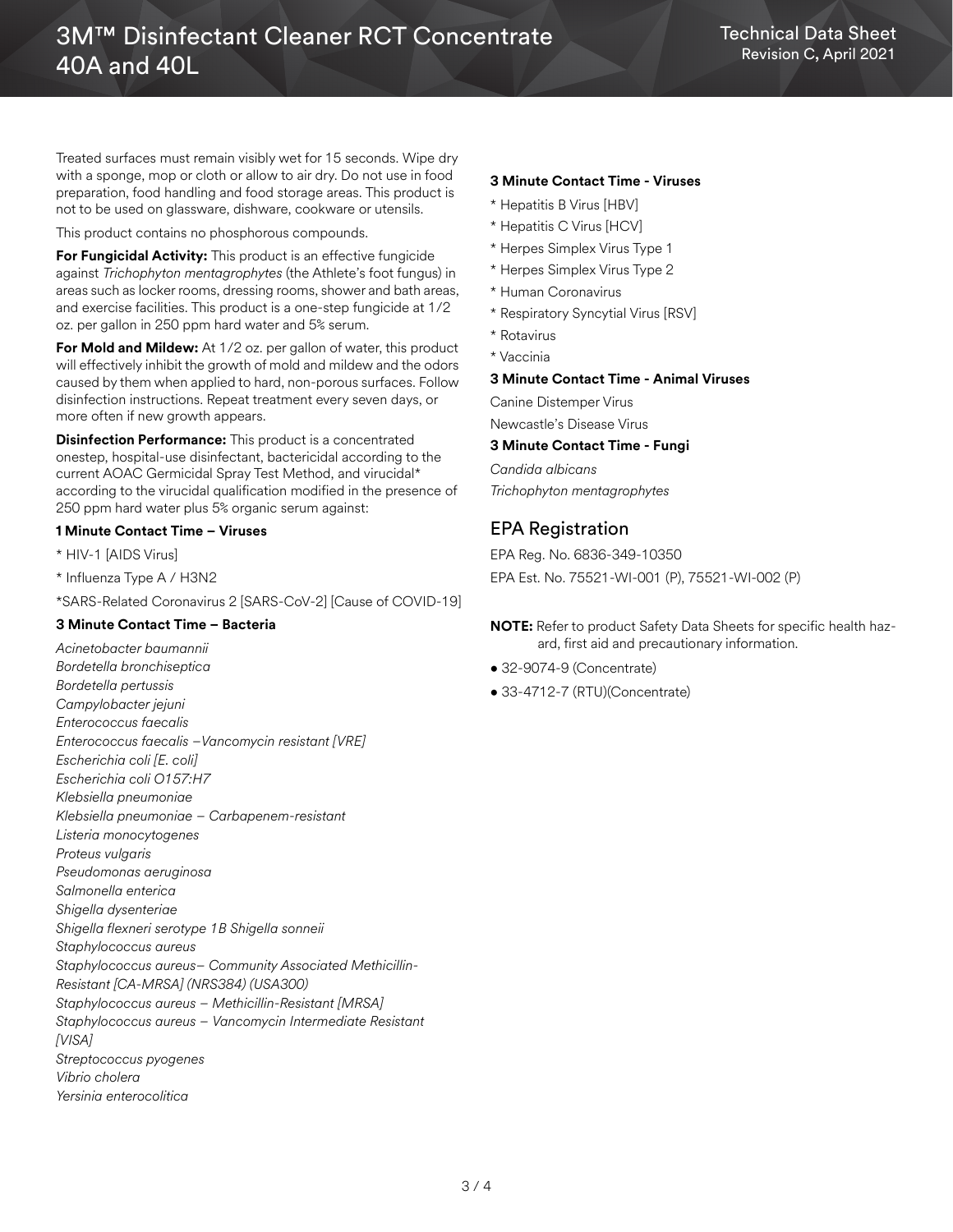Treated surfaces must remain visibly wet for 15 seconds. Wipe dry with a sponge, mop or cloth or allow to air dry. Do not use in food preparation, food handling and food storage areas. This product is not to be used on glassware, dishware, cookware or utensils.

This product contains no phosphorous compounds.

**For Fungicidal Activity:** This product is an effective fungicide against *Trichophyton mentagrophytes* (the Athlete's foot fungus) in areas such as locker rooms, dressing rooms, shower and bath areas, and exercise facilities. This product is a one-step fungicide at 1/2 oz. per gallon in 250 ppm hard water and 5% serum.

**For Mold and Mildew:** At 1/2 oz. per gallon of water, this product will effectively inhibit the growth of mold and mildew and the odors caused by them when applied to hard, non-porous surfaces. Follow disinfection instructions. Repeat treatment every seven days, or more often if new growth appears.

**Disinfection Performance:** This product is a concentrated onestep, hospital-use disinfectant, bactericidal according to the current AOAC Germicidal Spray Test Method, and virucidal* according to the virucidal qualification modified in the presence of 250 ppm hard water plus 5% organic serum against:

**1 Minute Contact Time – Viruses**

* HIV-1 [AIDS Virus]
* Influenza Type A / H3N2
*SARS-Related Coronavirus 2 [SARS-CoV-2] [Cause of COVID-19]

**3 Minute Contact Time – Bacteria**

*Acinetobacter baumannii*
*Bordetella bronchiseptica*
*Bordetella pertussis*
*Campylobacter jejuni*
*Enterococcus faecalis*
*Enterococcus faecalis –Vancomycin resistant [VRE]*
*Escherichia coli [E. coli]*
*Escherichia coli O157:H7*
*Klebsiella pneumoniae*
*Klebsiella pneumoniae – Carbapenem-resistant*
*Listeria monocytogenes*
*Proteus vulgaris*
*Pseudomonas aeruginosa*
*Salmonella enterica*
*Shigella dysenteriae*
*Shigella flexneri serotype 1B Shigella sonneii*
*Staphylococcus aureus*
*Staphylococcus aureus– Community Associated Methicillin-Resistant [CA-MRSA] (NRS384) (USA300)*
*Staphylococcus aureus – Methicillin-Resistant [MRSA]*
*Staphylococcus aureus – Vancomycin Intermediate Resistant [VISA]*
*Streptococcus pyogenes*
*Vibrio cholera*
*Yersinia enterocolitica*

**3 Minute Contact Time - Viruses**

* Hepatitis B Virus [HBV]
* Hepatitis C Virus [HCV]
* Herpes Simplex Virus Type 1
* Herpes Simplex Virus Type 2
* Human Coronavirus
* Respiratory Syncytial Virus [RSV]
* Rotavirus
* Vaccinia

**3 Minute Contact Time - Animal Viruses**

Canine Distemper Virus
Newcastle's Disease Virus

**3 Minute Contact Time - Fungi**

*Candida albicans*
*Trichophyton mentagrophytes*

## EPA Registration

EPA Reg. No. 6836-349-10350

EPA Est. No. 75521-WI-001 (P), 75521-WI-002 (P)

**NOTE:** Refer to product Safety Data Sheets for specific health hazard, first aid and precautionary information.

- 32-9074-9 (Concentrate)
- 33-4712-7 (RTU)(Concentrate)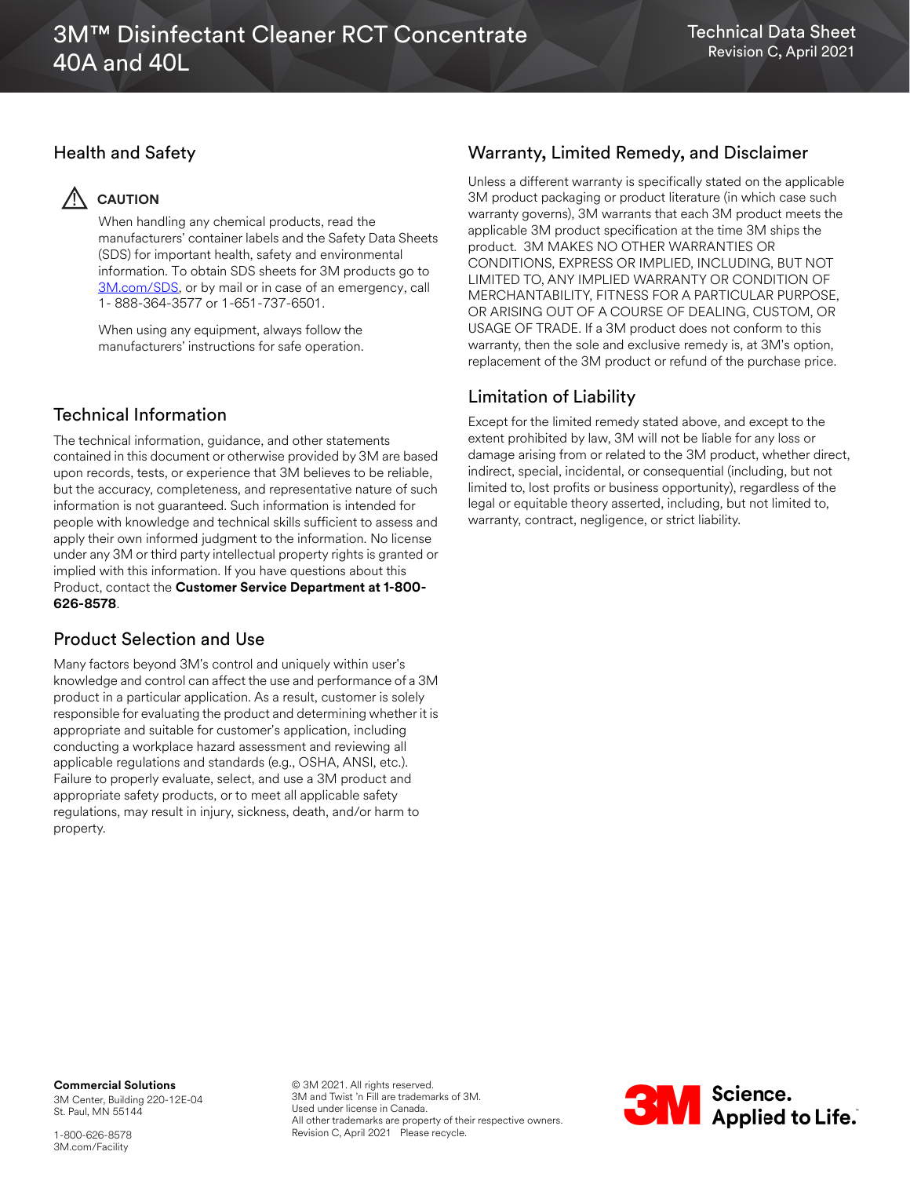## Health and Safety

⚠ **CAUTION**

When handling any chemical products, read the manufacturers' container labels and the Safety Data Sheets (SDS) for important health, safety and environmental information. To obtain SDS sheets for 3M products go to 3M.com/SDS, or by mail or in case of an emergency, call 1- 888-364-3577 or 1-651-737-6501.

When using any equipment, always follow the manufacturers' instructions for safe operation.

## Technical Information

The technical information, guidance, and other statements contained in this document or otherwise provided by 3M are based upon records, tests, or experience that 3M believes to be reliable, but the accuracy, completeness, and representative nature of such information is not guaranteed. Such information is intended for people with knowledge and technical skills sufficient to assess and apply their own informed judgment to the information. No license under any 3M or third party intellectual property rights is granted or implied with this information. If you have questions about this Product, contact the **Customer Service Department at 1-800-626-8578**.

## Product Selection and Use

Many factors beyond 3M's control and uniquely within user's knowledge and control can affect the use and performance of a 3M product in a particular application. As a result, customer is solely responsible for evaluating the product and determining whether it is appropriate and suitable for customer's application, including conducting a workplace hazard assessment and reviewing all applicable regulations and standards (e.g., OSHA, ANSI, etc.). Failure to properly evaluate, select, and use a 3M product and appropriate safety products, or to meet all applicable safety regulations, may result in injury, sickness, death, and/or harm to property.

## Warranty, Limited Remedy, and Disclaimer

Unless a different warranty is specifically stated on the applicable 3M product packaging or product literature (in which case such warranty governs), 3M warrants that each 3M product meets the applicable 3M product specification at the time 3M ships the product. 3M MAKES NO OTHER WARRANTIES OR CONDITIONS, EXPRESS OR IMPLIED, INCLUDING, BUT NOT LIMITED TO, ANY IMPLIED WARRANTY OR CONDITION OF MERCHANTABILITY, FITNESS FOR A PARTICULAR PURPOSE, OR ARISING OUT OF A COURSE OF DEALING, CUSTOM, OR USAGE OF TRADE. If a 3M product does not conform to this warranty, then the sole and exclusive remedy is, at 3M's option, replacement of the 3M product or refund of the purchase price.

## Limitation of Liability

Except for the limited remedy stated above, and except to the extent prohibited by law, 3M will not be liable for any loss or damage arising from or related to the 3M product, whether direct, indirect, special, incidental, or consequential (including, but not limited to, lost profits or business opportunity), regardless of the legal or equitable theory asserted, including, but not limited to, warranty, contract, negligence, or strict liability.

**Commercial Solutions**
3M Center, Building 220-12E-04
St. Paul, MN 55144

1-800-626-8578
3M.com/Facility

© 3M 2021. All rights reserved.
3M and Twist 'n Fill are trademarks of 3M.
Used under license in Canada.
All other trademarks are property of their respective owners.
Revision C, April 2021 Please recycle.

3M Science. Applied to Life.™